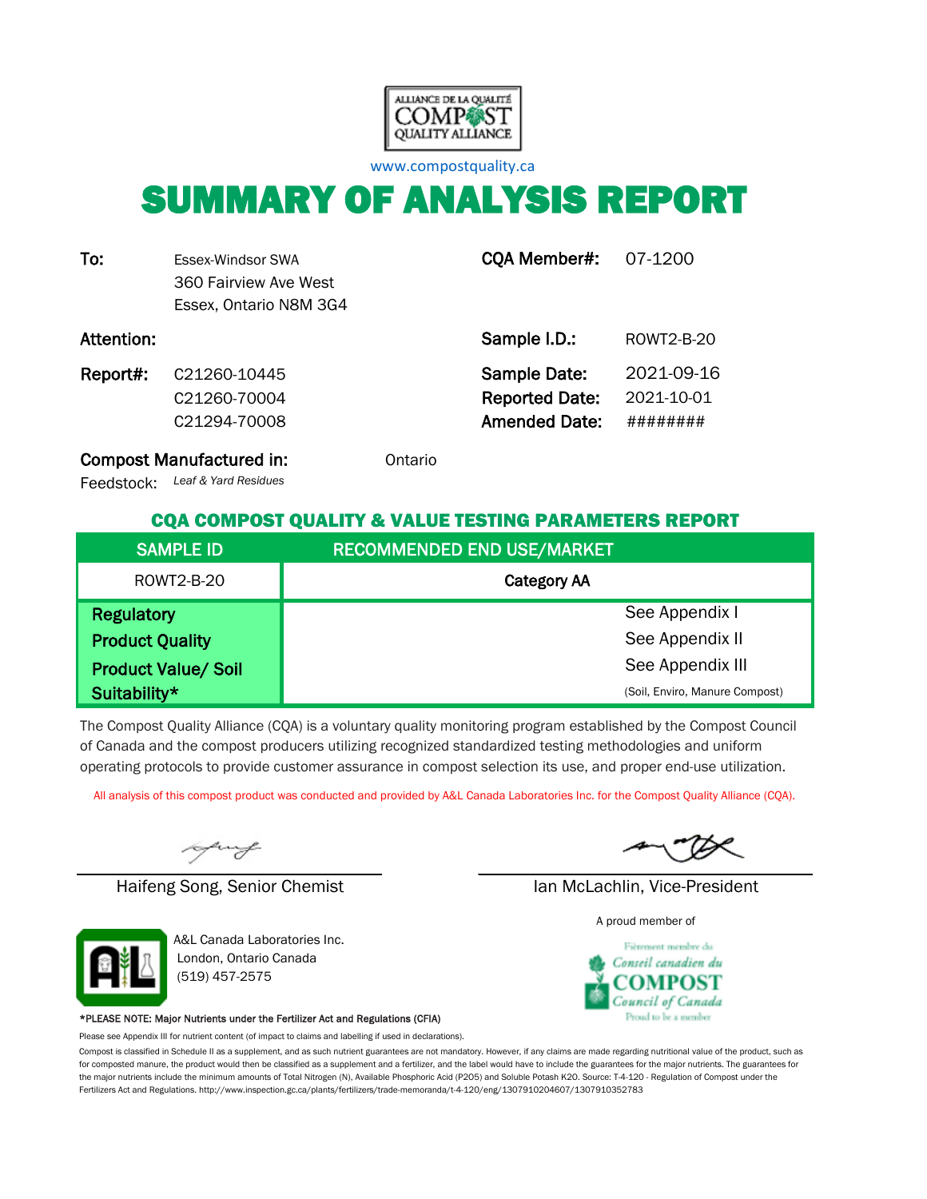ALLIANCE DE LA QUALITÉ COMPOST QUALITY ALLIANCE

www.compostquality.ca

# SUMMARY OF ANALYSIS REPORT

| | | | |
|---|---|---|---|
| **To:** | Essex-Windsor SWA<br>360 Fairview Ave West<br>Essex, Ontario N8M 3G4 | **CQA Member#:** | 07-1200 |
| **Attention:** | | **Sample I.D.:** | ROWT2-B-20 |
| **Report#:** | C21260-10445<br>C21260-70004<br>C21294-70008 | **Sample Date:**<br>**Reported Date:**<br>**Amended Date:** | 2021-09-16<br>2021-10-01<br>######## |

**Compost Manufactured in:** Ontario

Feedstock: *Leaf & Yard Residues*

## CQA COMPOST QUALITY & VALUE TESTING PARAMETERS REPORT

| SAMPLE ID | RECOMMENDED END USE/MARKET |
|---|---|
| ROWT2-B-20 | **Category AA** |
| **Regulatory** | See Appendix I |
| **Product Quality** | See Appendix II |
| **Product Value/ Soil Suitability*** | See Appendix III<br>(Soil, Enviro, Manure Compost) |

The Compost Quality Alliance (CQA) is a voluntary quality monitoring program established by the Compost Council of Canada and the compost producers utilizing recognized standardized testing methodologies and uniform operating protocols to provide customer assurance in compost selection its use, and proper end-use utilization.

All analysis of this compost product was conducted and provided by A&L Canada Laboratories Inc. for the Compost Quality Alliance (CQA).

Haifeng Song, Senior Chemist

Ian McLachlin, Vice-President

A&L Canada Laboratories Inc.
London, Ontario Canada
(519) 457-2575

A proud member of
Fièrement membre du Conseil canadien du COMPOST Council of Canada Proud to be a member

*PLEASE NOTE: Major Nutrients under the Fertilizer Act and Regulations (CFIA)

Please see Appendix III for nutrient content (of impact to claims and labelling if used in declarations).

Compost is classified in Schedule II as a supplement, and as such nutrient guarantees are not mandatory. However, if any claims are made regarding nutritional value of the product, such as for composted manure, the product would then be classified as a supplement and a fertilizer, and the label would have to include the guarantees for the major nutrients. The guarantees for the major nutrients include the minimum amounts of Total Nitrogen (N), Available Phosphoric Acid (P2O5) and Soluble Potash K2O. Source: T-4-120 - Regulation of Compost under the Fertilizers Act and Regulations. http://www.inspection.gc.ca/plants/fertilizers/trade-memoranda/t-4-120/eng/1307910204607/1307910352783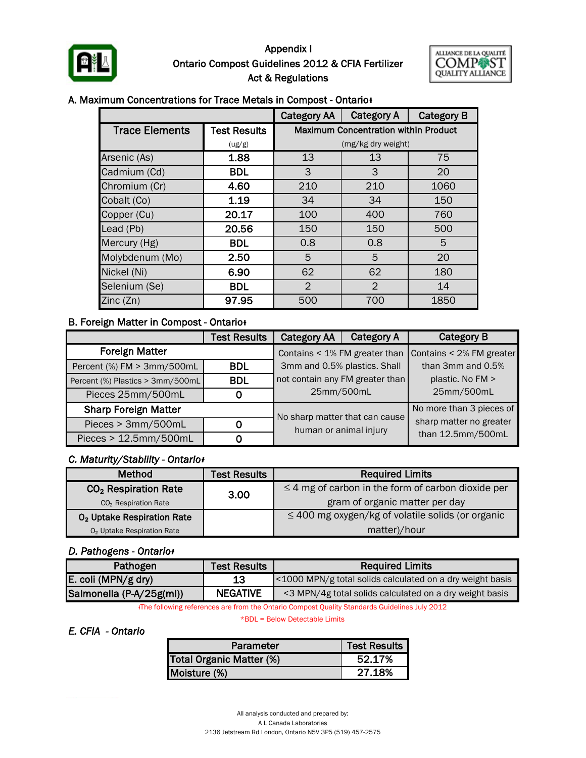# Appendix I
## Ontario Compost Guidelines 2012 & CFIA Fertilizer Act & Regulations

### A. Maximum Concentrations for Trace Metals in Compost - Ontarioɫ

| Trace Elements | Test Results (ug/g) | Category AA | Category A | Category B |
|---|---|---|---|---|
| | | Maximum Concentration within Product (mg/kg dry weight) | | |
| Arsenic (As) | 1.88 | 13 | 13 | 75 |
| Cadmium (Cd) | BDL | 3 | 3 | 20 |
| Chromium (Cr) | 4.60 | 210 | 210 | 1060 |
| Cobalt (Co) | 1.19 | 34 | 34 | 150 |
| Copper (Cu) | 20.17 | 100 | 400 | 760 |
| Lead (Pb) | 20.56 | 150 | 150 | 500 |
| Mercury (Hg) | BDL | 0.8 | 0.8 | 5 |
| Molybdenum (Mo) | 2.50 | 5 | 5 | 20 |
| Nickel (Ni) | 6.90 | 62 | 62 | 180 |
| Selenium (Se) | BDL | 2 | 2 | 14 |
| Zinc (Zn) | 97.95 | 500 | 700 | 1850 |

### B. Foreign Matter in Compost - Ontarioɫ

| | Test Results | Category AA / Category A | Category B |
|---|---|---|---|
| **Foreign Matter** | | Contains < 1% FM greater than 3mm and 0.5% plastics. Shall not contain any FM greater than 25mm/500mL | Contains < 2% FM greater than 3mm and 0.5% plastic. No FM > 25mm/500mL |
| Percent (%) FM > 3mm/500mL | BDL | | |
| Percent (%) Plastics > 3mm/500mL | BDL | | |
| Pieces 25mm/500mL | 0 | | |
| **Sharp Foreign Matter** | | No sharp matter that can cause human or animal injury | No more than 3 pieces of sharp matter no greater than 12.5mm/500mL |
| Pieces > 3mm/500mL | 0 | | |
| Pieces > 12.5mm/500mL | 0 | | |

### *C. Maturity/Stability - Ontarioɫ*

| Method | Test Results | Required Limits |
|---|---|---|
| $CO_2$ Respiration Rate ($CO_2$ Respiration Rate) | 3.00 | ≤ 4 mg of carbon in the form of carbon dioxide per gram of organic matter per day |
| $O_2$ Uptake Respiration Rate ($O_2$ Uptake Respiration Rate) | | ≤ 400 mg oxygen/kg of volatile solids (or organic matter)/hour |

### *D. Pathogens - Ontarioɫ*

| Pathogen | Test Results | Required Limits |
|---|---|---|
| E. coli (MPN/g dry) | 13 | <1000 MPN/g total solids calculated on a dry weight basis |
| Salmonella (P-A/25g(ml)) | NEGATIVE | <3 MPN/4g total solids calculated on a dry weight basis |

ɫThe following references are from the Ontario Compost Quality Standards Guidelines July 2012

*BDL = Below Detectable Limits

### *E. CFIA - Ontario*

| Parameter | Test Results |
|---|---|
| Total Organic Matter (%) | 52.17% |
| Moisture (%) | 27.18% |

All analysis conducted and prepared by:
A L Canada Laboratories
2136 Jetstream Rd London, Ontario N5V 3P5 (519) 457-2575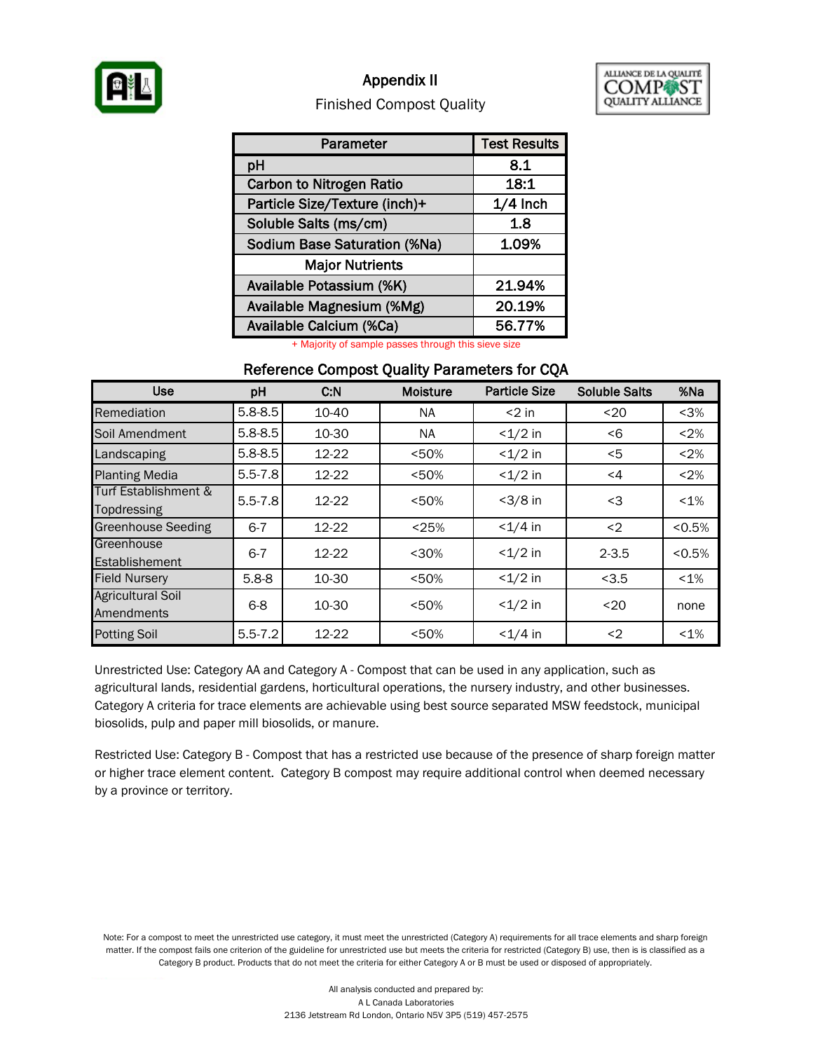# Appendix II

## Finished Compost Quality

| Parameter | Test Results |
|---|---|
| pH | 8.1 |
| Carbon to Nitrogen Ratio | 18:1 |
| Particle Size/Texture (inch)+ | 1/4 Inch |
| Soluble Salts (ms/cm) | 1.8 |
| Sodium Base Saturation (%Na) | 1.09% |
| Major Nutrients | |
| Available Potassium (%K) | 21.94% |
| Available Magnesium (%Mg) | 20.19% |
| Available Calcium (%Ca) | 56.77% |

+ Majority of sample passes through this sieve size

### Reference Compost Quality Parameters for CQA

| Use | pH | C:N | Moisture | Particle Size | Soluble Salts | %Na |
|---|---|---|---|---|---|---|
| Remediation | 5.8-8.5 | 10-40 | NA | <2 in | <20 | <3% |
| Soil Amendment | 5.8-8.5 | 10-30 | NA | <1/2 in | <6 | <2% |
| Landscaping | 5.8-8.5 | 12-22 | <50% | <1/2 in | <5 | <2% |
| Planting Media | 5.5-7.8 | 12-22 | <50% | <1/2 in | <4 | <2% |
| Turf Establishment & Topdressing | 5.5-7.8 | 12-22 | <50% | <3/8 in | <3 | <1% |
| Greenhouse Seeding | 6-7 | 12-22 | <25% | <1/4 in | <2 | <0.5% |
| Greenhouse Establishement | 6-7 | 12-22 | <30% | <1/2 in | 2-3.5 | <0.5% |
| Field Nursery | 5.8-8 | 10-30 | <50% | <1/2 in | <3.5 | <1% |
| Agricultural Soil Amendments | 6-8 | 10-30 | <50% | <1/2 in | <20 | none |
| Potting Soil | 5.5-7.2 | 12-22 | <50% | <1/4 in | <2 | <1% |

Unrestricted Use: Category AA and Category A - Compost that can be used in any application, such as agricultural lands, residential gardens, horticultural operations, the nursery industry, and other businesses. Category A criteria for trace elements are achievable using best source separated MSW feedstock, municipal biosolids, pulp and paper mill biosolids, or manure.

Restricted Use: Category B - Compost that has a restricted use because of the presence of sharp foreign matter or higher trace element content. Category B compost may require additional control when deemed necessary by a province or territory.

Note: For a compost to meet the unrestricted use category, it must meet the unrestricted (Category A) requirements for all trace elements and sharp foreign matter. If the compost fails one criterion of the guideline for unrestricted use but meets the criteria for restricted (Category B) use, then is is classified as a Category B product. Products that do not meet the criteria for either Category A or B must be used or disposed of appropriately.

All analysis conducted and prepared by:
A L Canada Laboratories
2136 Jetstream Rd London, Ontario N5V 3P5 (519) 457-2575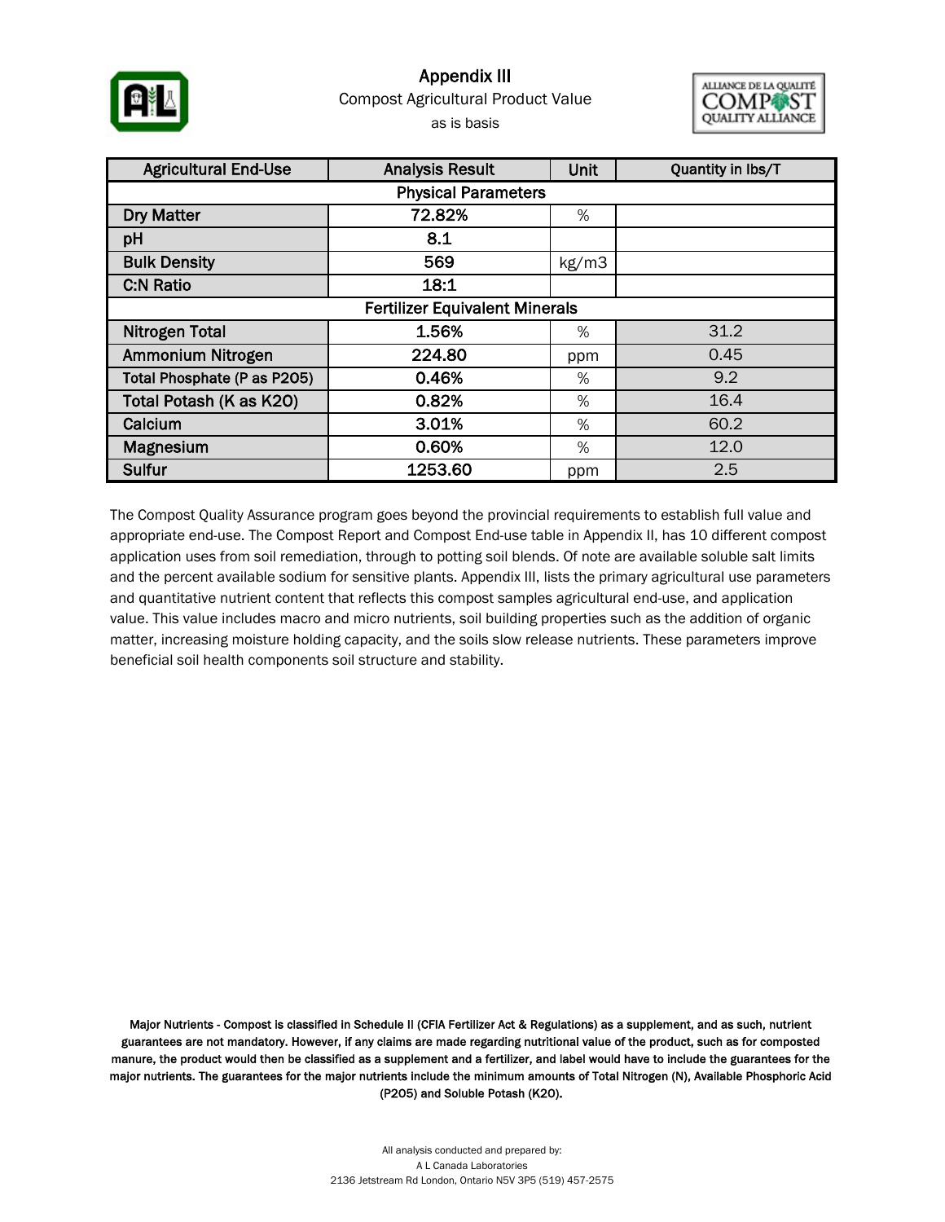# Appendix III

Compost Agricultural Product Value

as is basis

| Agricultural End-Use | Analysis Result | Unit | Quantity in lbs/T |
|---|---|---|---|
| **Physical Parameters** | | | |
| Dry Matter | 72.82% | % | |
| pH | 8.1 | | |
| Bulk Density | 569 | kg/m3 | |
| C:N Ratio | 18:1 | | |
| **Fertilizer Equivalent Minerals** | | | |
| Nitrogen Total | 1.56% | % | 31.2 |
| Ammonium Nitrogen | 224.80 | ppm | 0.45 |
| Total Phosphate (P as P2O5) | 0.46% | % | 9.2 |
| Total Potash (K as K2O) | 0.82% | % | 16.4 |
| Calcium | 3.01% | % | 60.2 |
| Magnesium | 0.60% | % | 12.0 |
| Sulfur | 1253.60 | ppm | 2.5 |

The Compost Quality Assurance program goes beyond the provincial requirements to establish full value and appropriate end-use. The Compost Report and Compost End-use table in Appendix II, has 10 different compost application uses from soil remediation, through to potting soil blends. Of note are available soluble salt limits and the percent available sodium for sensitive plants. Appendix III, lists the primary agricultural use parameters and quantitative nutrient content that reflects this compost samples agricultural end-use, and application value. This value includes macro and micro nutrients, soil building properties such as the addition of organic matter, increasing moisture holding capacity, and the soils slow release nutrients. These parameters improve beneficial soil health components soil structure and stability.

**Major Nutrients - Compost is classified in Schedule II (CFIA Fertilizer Act & Regulations) as a supplement, and as such, nutrient guarantees are not mandatory. However, if any claims are made regarding nutritional value of the product, such as for composted manure, the product would then be classified as a supplement and a fertilizer, and label would have to include the guarantees for the major nutrients. The guarantees for the major nutrients include the minimum amounts of Total Nitrogen (N), Available Phosphoric Acid (P2O5) and Soluble Potash (K2O).**

All analysis conducted and prepared by:
A L Canada Laboratories
2136 Jetstream Rd London, Ontario N5V 3P5 (519) 457-2575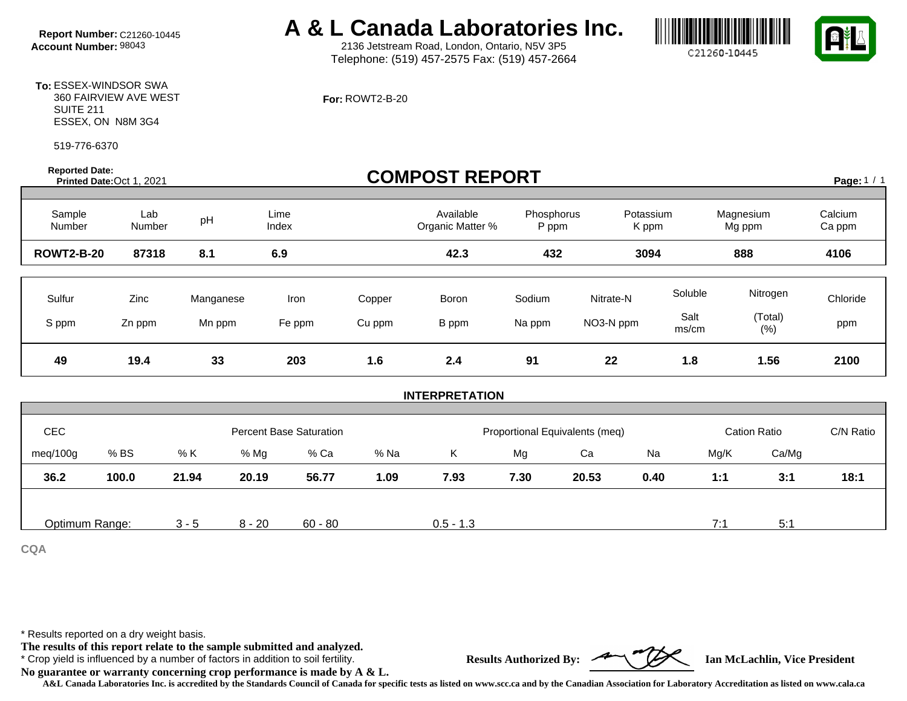**Report Number:** C21260-10445
**Account Number:** 98043

# A & L Canada Laboratories Inc.

2136 Jetstream Road, London, Ontario, N5V 3P5
Telephone: (519) 457-2575 Fax: (519) 457-2664

C21260-10445

**To:** ESSEX-WINDSOR SWA
360 FAIRVIEW AVE WEST
SUITE 211
ESSEX, ON N8M 3G4

519-776-6370

**For:** ROWT2-B-20

**Reported Date:**
**Printed Date:** Oct 1, 2021

## COMPOST REPORT

| Sample Number | Lab Number | pH | Lime Index | Available Organic Matter % | Phosphorus P ppm | Potassium K ppm | Magnesium Mg ppm | Calcium Ca ppm |
|---|---|---|---|---|---|---|---|---|
| **ROWT2-B-20** | **87318** | **8.1** | **6.9** | **42.3** | **432** | **3094** | **888** | **4106** |

| Sulfur S ppm | Zinc Zn ppm | Manganese Mn ppm | Iron Fe ppm | Copper Cu ppm | Boron B ppm | Sodium Na ppm | Nitrate-N NO3-N ppm | Soluble Salt ms/cm | Nitrogen (Total) (%) | Chloride ppm |
|---|---|---|---|---|---|---|---|---|---|---|
| **49** | **19.4** | **33** | **203** | **1.6** | **2.4** | **91** | **22** | **1.8** | **1.56** | **2100** |

### INTERPRETATION

| CEC | | Percent Base Saturation | | | | Proportional Equivalents (meq) | | | | Cation Ratio | | C/N Ratio |
|---|---|---|---|---|---|---|---|---|---|---|---|---|
| meq/100g | % BS | % K | % Mg | % Ca | % Na | K | Mg | Ca | Na | Mg/K | Ca/Mg | |
| **36.2** | **100.0** | **21.94** | **20.19** | **56.77** | **1.09** | **7.93** | **7.30** | **20.53** | **0.40** | **1:1** | **3:1** | **18:1** |
| Optimum Range: | | 3 - 5 | 8 - 20 | 60 - 80 | | 0.5 - 1.3 | | | | 7:1 | 5:1 | |

**CQA**

\* Results reported on a dry weight basis.
**The results of this report relate to the sample submitted and analyzed.**
\* Crop yield is influenced by a number of factors in addition to soil fertility.
**No guarantee or warranty concerning crop performance is made by A & L.**

**Results Authorized By:** Ian McLachlin, Vice President

**A&L Canada Laboratories Inc. is accredited by the Standards Council of Canada for specific tests as listed on www.scc.ca and by the Canadian Association for Laboratory Accreditation as listed on www.cala.ca**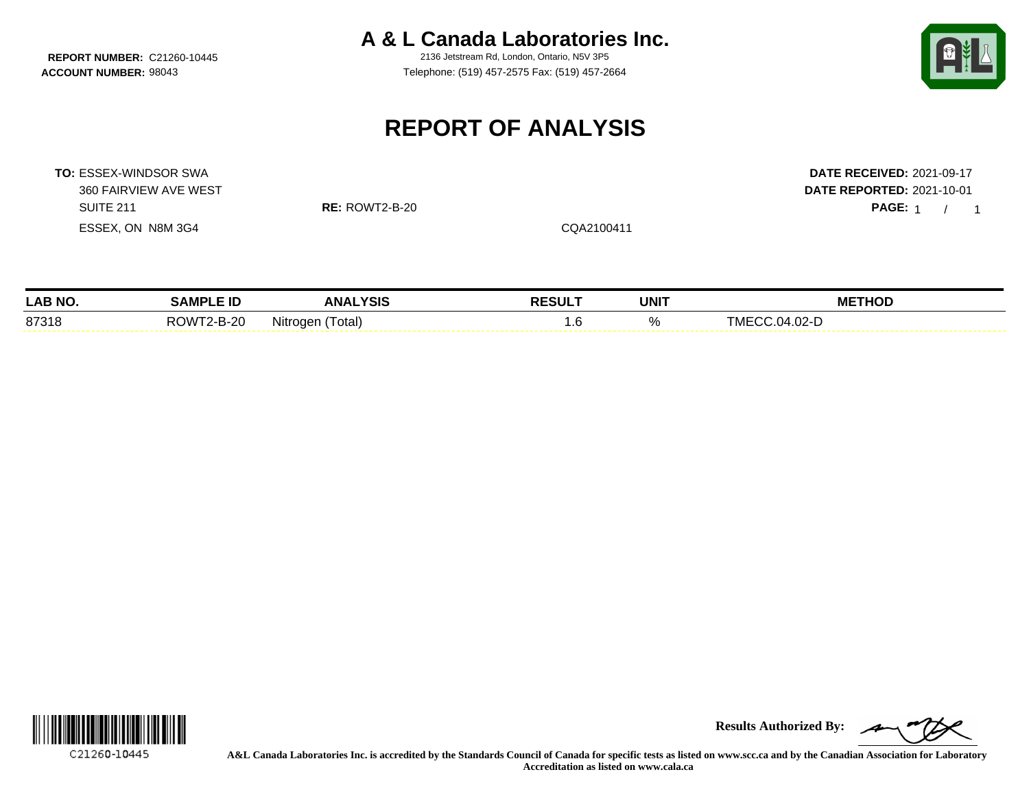**REPORT NUMBER:** C21260-10445
**ACCOUNT NUMBER:** 98043

# A & L Canada Laboratories Inc.

2136 Jetstream Rd, London, Ontario, N5V 3P5
Telephone: (519) 457-2575 Fax: (519) 457-2664

## REPORT OF ANALYSIS

**TO:** ESSEX-WINDSOR SWA
360 FAIRVIEW AVE WEST
SUITE 211
ESSEX, ON N8M 3G4

**RE:** ROWT2-B-20

CQA2100411

**DATE RECEIVED:** 2021-09-17
**DATE REPORTED:** 2021-10-01
**PAGE:** 1 / 1

| LAB NO. | SAMPLE ID | ANALYSIS | RESULT | UNIT | METHOD |
|---|---|---|---|---|---|
| 87318 | ROWT2-B-20 | Nitrogen (Total) | 1.6 | % | TMECC.04.02-D |

C21260-10445

**Results Authorized By:**

**A&L Canada Laboratories Inc. is accredited by the Standards Council of Canada for specific tests as listed on www.scc.ca and by the Canadian Association for Laboratory Accreditation as listed on www.cala.ca**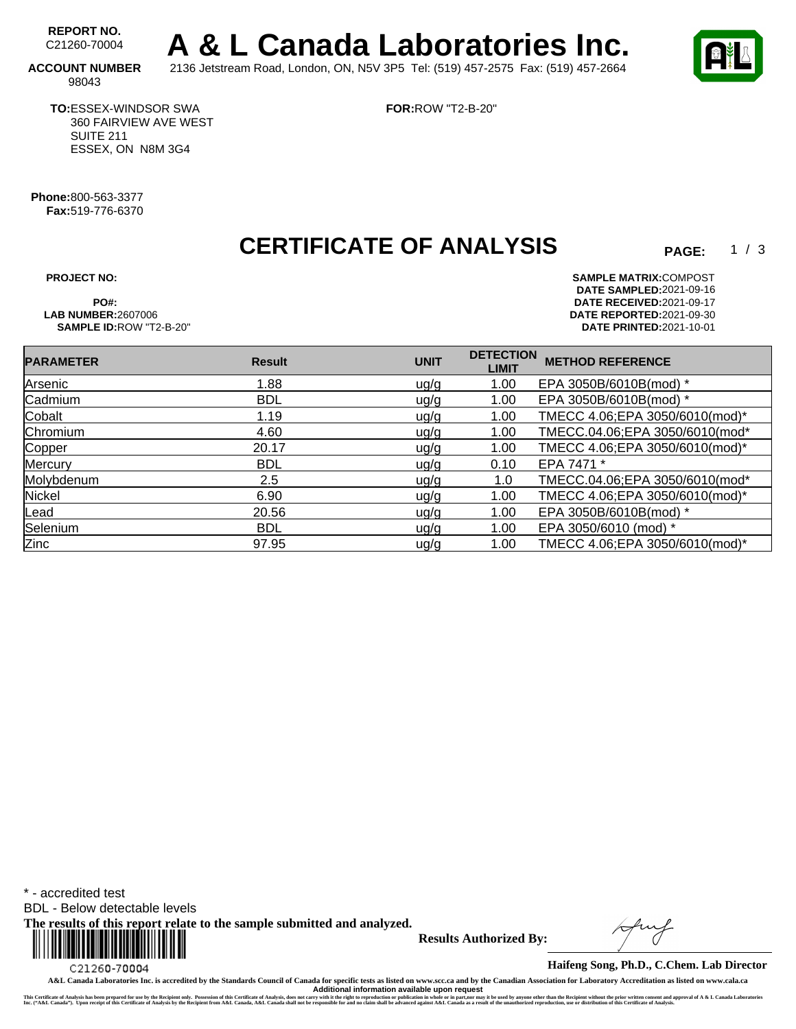**REPORT NO.** C21260-70004

# A & L Canada Laboratories Inc.

**ACCOUNT NUMBER** 98043

2136 Jetstream Road, London, ON, N5V 3P5 Tel: (519) 457-2575 Fax: (519) 457-2664

**TO:** ESSEX-WINDSOR SWA
360 FAIRVIEW AVE WEST
SUITE 211
ESSEX, ON N8M 3G4

**FOR:** ROW "T2-B-20"

**Phone:** 800-563-3377
**Fax:** 519-776-6370

## CERTIFICATE OF ANALYSIS

**PROJECT NO:**

**PO#:**
**LAB NUMBER:** 2607006
**SAMPLE ID:** ROW "T2-B-20"

**SAMPLE MATRIX:** COMPOST
**DATE SAMPLED:** 2021-09-16
**DATE RECEIVED:** 2021-09-17
**DATE REPORTED:** 2021-09-30
**DATE PRINTED:** 2021-10-01

| PARAMETER | Result | UNIT | DETECTION LIMIT | METHOD REFERENCE |
|---|---|---|---|---|
| Arsenic | 1.88 | ug/g | 1.00 | EPA 3050B/6010B(mod) * |
| Cadmium | BDL | ug/g | 1.00 | EPA 3050B/6010B(mod) * |
| Cobalt | 1.19 | ug/g | 1.00 | TMECC 4.06;EPA 3050/6010(mod)* |
| Chromium | 4.60 | ug/g | 1.00 | TMECC.04.06;EPA 3050/6010(mod* |
| Copper | 20.17 | ug/g | 1.00 | TMECC 4.06;EPA 3050/6010(mod)* |
| Mercury | BDL | ug/g | 0.10 | EPA 7471 * |
| Molybdenum | 2.5 | ug/g | 1.0 | TMECC.04.06;EPA 3050/6010(mod* |
| Nickel | 6.90 | ug/g | 1.00 | TMECC 4.06;EPA 3050/6010(mod)* |
| Lead | 20.56 | ug/g | 1.00 | EPA 3050B/6010B(mod) * |
| Selenium | BDL | ug/g | 1.00 | EPA 3050/6010 (mod) * |
| Zinc | 97.95 | ug/g | 1.00 | TMECC 4.06;EPA 3050/6010(mod)* |

* - accredited test
BDL - Below detectable levels
**The results of this report relate to the sample submitted and analyzed.**

C21260-70004

**Results Authorized By:**

**Haifeng Song, Ph.D., C.Chem. Lab Director**

**A&L Canada Laboratories Inc. is accredited by the Standards Council of Canada for specific tests as listed on www.scc.ca and by the Canadian Association for Laboratory Accreditation as listed on www.cala.ca**
**Additional information available upon request**

This Certificate of Analysis has been prepared for use by the Recipient only. Possession of this Certificate of Analysis, does not carry with it the right to reproduction or publication in whole or in part,nor may it be used by anyone other than the Recipient without the prior written consent and approval of A & L Canada Laboratories Inc. ("A&L Canada"). Upon receipt of this Certificate of Analysis by the Recipient from A&L Canada, A&L Canada shall not be responsible for and no claim shall be advanced against A&L Canada as a result of the unauthorized reproduction, use or distribution of this Certificate of Analysis.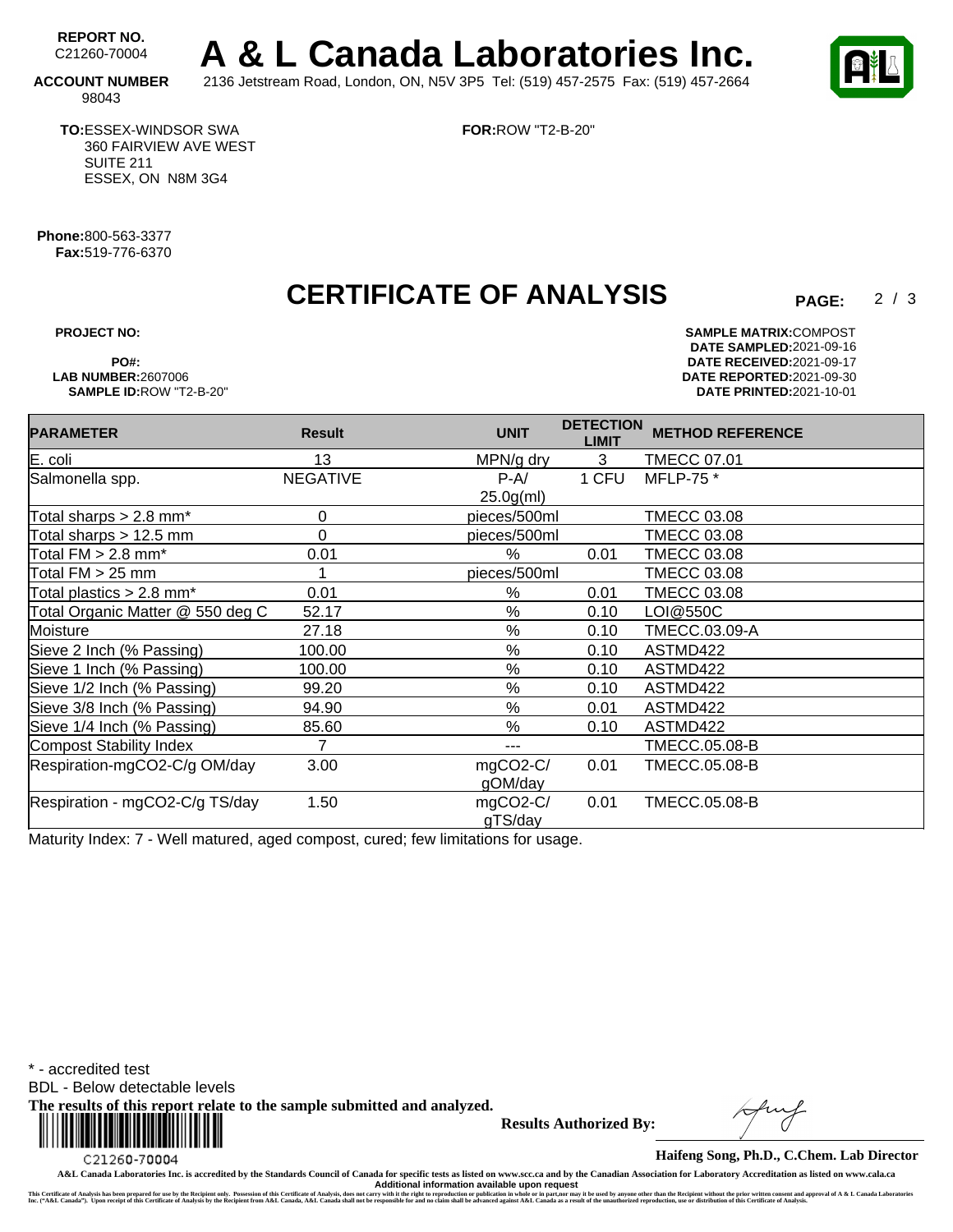**REPORT NO.** C21260-70004

# A & L Canada Laboratories Inc.

**ACCOUNT NUMBER** 98043

2136 Jetstream Road, London, ON, N5V 3P5 Tel: (519) 457-2575 Fax: (519) 457-2664

**TO:** ESSEX-WINDSOR SWA
360 FAIRVIEW AVE WEST
SUITE 211
ESSEX, ON N8M 3G4

**FOR:** ROW "T2-B-20"

**Phone:** 800-563-3377
**Fax:** 519-776-6370

## CERTIFICATE OF ANALYSIS

**PROJECT NO:**
**PO#:**
**LAB NUMBER:** 2607006
**SAMPLE ID:** ROW "T2-B-20"

**SAMPLE MATRIX:** COMPOST
**DATE SAMPLED:** 2021-09-16
**DATE RECEIVED:** 2021-09-17
**DATE REPORTED:** 2021-09-30
**DATE PRINTED:** 2021-10-01

| PARAMETER | Result | UNIT | DETECTION LIMIT | METHOD REFERENCE |
|---|---|---|---|---|
| E. coli | 13 | MPN/g dry | 3 | TMECC 07.01 |
| Salmonella spp. | NEGATIVE | P-A/ 25.0g(ml) | 1 CFU | MFLP-75 * |
| Total sharps > 2.8 mm* | 0 | pieces/500ml | | TMECC 03.08 |
| Total sharps > 12.5 mm | 0 | pieces/500ml | | TMECC 03.08 |
| Total FM > 2.8 mm* | 0.01 | % | 0.01 | TMECC 03.08 |
| Total FM > 25 mm | 1 | pieces/500ml | | TMECC 03.08 |
| Total plastics > 2.8 mm* | 0.01 | % | 0.01 | TMECC 03.08 |
| Total Organic Matter @ 550 deg C | 52.17 | % | 0.10 | LOI@550C |
| Moisture | 27.18 | % | 0.10 | TMECC.03.09-A |
| Sieve 2 Inch (% Passing) | 100.00 | % | 0.10 | ASTMD422 |
| Sieve 1 Inch (% Passing) | 100.00 | % | 0.10 | ASTMD422 |
| Sieve 1/2 Inch (% Passing) | 99.20 | % | 0.10 | ASTMD422 |
| Sieve 3/8 Inch (% Passing) | 94.90 | % | 0.01 | ASTMD422 |
| Sieve 1/4 Inch (% Passing) | 85.60 | % | 0.10 | ASTMD422 |
| Compost Stability Index | 7 | --- | | TMECC.05.08-B |
| Respiration-mgCO2-C/g OM/day | 3.00 | mgCO2-C/ gOM/day | 0.01 | TMECC.05.08-B |
| Respiration - mgCO2-C/g TS/day | 1.50 | mgCO2-C/ gTS/day | 0.01 | TMECC.05.08-B |

Maturity Index: 7 - Well matured, aged compost, cured; few limitations for usage.

\* - accredited test
BDL - Below detectable levels
**The results of this report relate to the sample submitted and analyzed.**

C21260-70004

**Results Authorized By:**

**Haifeng Song, Ph.D., C.Chem. Lab Director**

A&L Canada Laboratories Inc. is accredited by the Standards Council of Canada for specific tests as listed on www.scc.ca and by the Canadian Association for Laboratory Accreditation as listed on www.cala.ca
**Additional information available upon request**

This Certificate of Analysis has been prepared for use by the Recipient only. Possession of this Certificate of Analysis, does not carry with it the right to reproduction or publication in whole or in part,nor may it be used by anyone other than the Recipient without the prior written consent and approval of A & L Canada Laboratories Inc. ("A&L Canada"). Upon receipt of this Certificate of Analysis by the Recipient from A&L Canada, A&L Canada shall not be responsible for and no claim shall be advanced against A&L Canada as a result of the unauthorized reproduction, use or distribution of this Certificate of Analysis.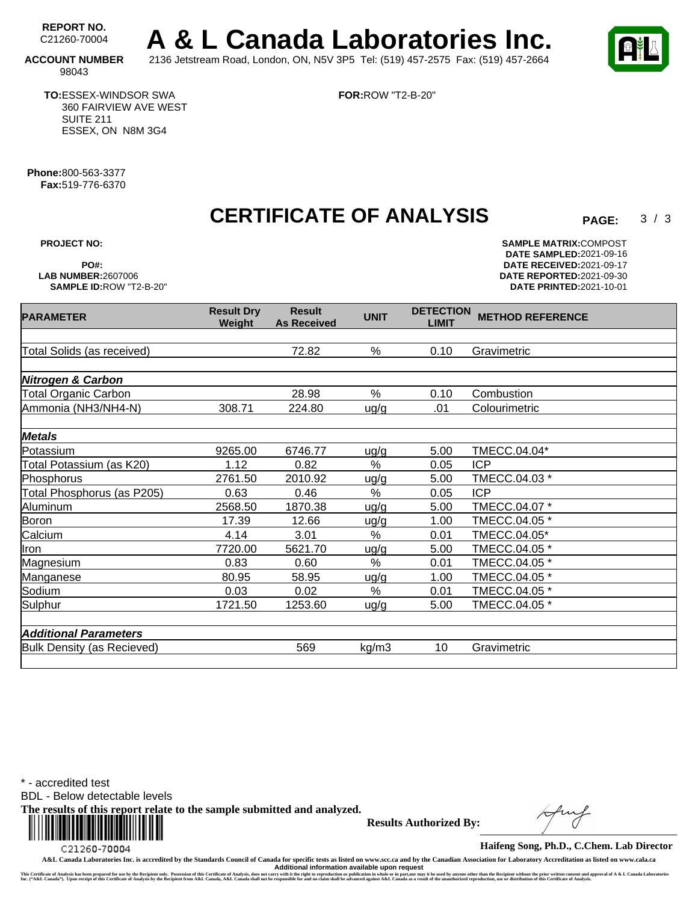**REPORT NO.** C21260-70004

# A & L Canada Laboratories Inc.

**ACCOUNT NUMBER** 98043

2136 Jetstream Road, London, ON, N5V 3P5 Tel: (519) 457-2575 Fax: (519) 457-2664

**TO:** ESSEX-WINDSOR SWA
360 FAIRVIEW AVE WEST
SUITE 211
ESSEX, ON N8M 3G4

**FOR:** ROW "T2-B-20"

**Phone:** 800-563-3377
**Fax:** 519-776-6370

## CERTIFICATE OF ANALYSIS

**PROJECT NO:**
**PO#:**
**LAB NUMBER:** 2607006
**SAMPLE ID:** ROW "T2-B-20"

**SAMPLE MATRIX:** COMPOST
**DATE SAMPLED:** 2021-09-16
**DATE RECEIVED:** 2021-09-17
**DATE REPORTED:** 2021-09-30
**DATE PRINTED:** 2021-10-01

| PARAMETER | Result Dry Weight | Result As Received | UNIT | DETECTION LIMIT | METHOD REFERENCE |
|---|---|---|---|---|---|
| Total Solids (as received) | | 72.82 | % | 0.10 | Gravimetric |
| ***Nitrogen & Carbon*** | | | | | |
| Total Organic Carbon | | 28.98 | % | 0.10 | Combustion |
| Ammonia (NH3/NH4-N) | 308.71 | 224.80 | ug/g | .01 | Colourimetric |
| ***Metals*** | | | | | |
| Potassium | 9265.00 | 6746.77 | ug/g | 5.00 | TMECC.04.04* |
| Total Potassium (as K20) | 1.12 | 0.82 | % | 0.05 | ICP |
| Phosphorus | 2761.50 | 2010.92 | ug/g | 5.00 | TMECC.04.03 * |
| Total Phosphorus (as P205) | 0.63 | 0.46 | % | 0.05 | ICP |
| Aluminum | 2568.50 | 1870.38 | ug/g | 5.00 | TMECC.04.07 * |
| Boron | 17.39 | 12.66 | ug/g | 1.00 | TMECC.04.05 * |
| Calcium | 4.14 | 3.01 | % | 0.01 | TMECC.04.05* |
| Iron | 7720.00 | 5621.70 | ug/g | 5.00 | TMECC.04.05 * |
| Magnesium | 0.83 | 0.60 | % | 0.01 | TMECC.04.05 * |
| Manganese | 80.95 | 58.95 | ug/g | 1.00 | TMECC.04.05 * |
| Sodium | 0.03 | 0.02 | % | 0.01 | TMECC.04.05 * |
| Sulphur | 1721.50 | 1253.60 | ug/g | 5.00 | TMECC.04.05 * |
| ***Additional Parameters*** | | | | | |
| Bulk Density (as Recieved) | | 569 | kg/m3 | 10 | Gravimetric |

\* - accredited test
BDL - Below detectable levels
**The results of this report relate to the sample submitted and analyzed.**

C21260-70004

**Results Authorized By:**

**Haifeng Song, Ph.D., C.Chem. Lab Director**

A&L Canada Laboratories Inc. is accredited by the Standards Council of Canada for specific tests as listed on www.scc.ca and by the Canadian Association for Laboratory Accreditation as listed on www.cala.ca
**Additional information available upon request**

This Certificate of Analysis has been prepared for use by the Recipient only. Possession of this Certificate of Analysis, does not carry with it the right to reproduction or publication in whole or in part,nor may it be used by anyone other than the Recipient without the prior written consent and approval of A & L Canada Laboratories Inc. ("A&L Canada"). Upon receipt of this Certificate of Analysis by the Recipient from A&L Canada, A&L Canada shall not be responsible for and no claim shall be advanced against A&L Canada as a result of the unauthorized reproduction, use or distribution of this Certificate of Analysis.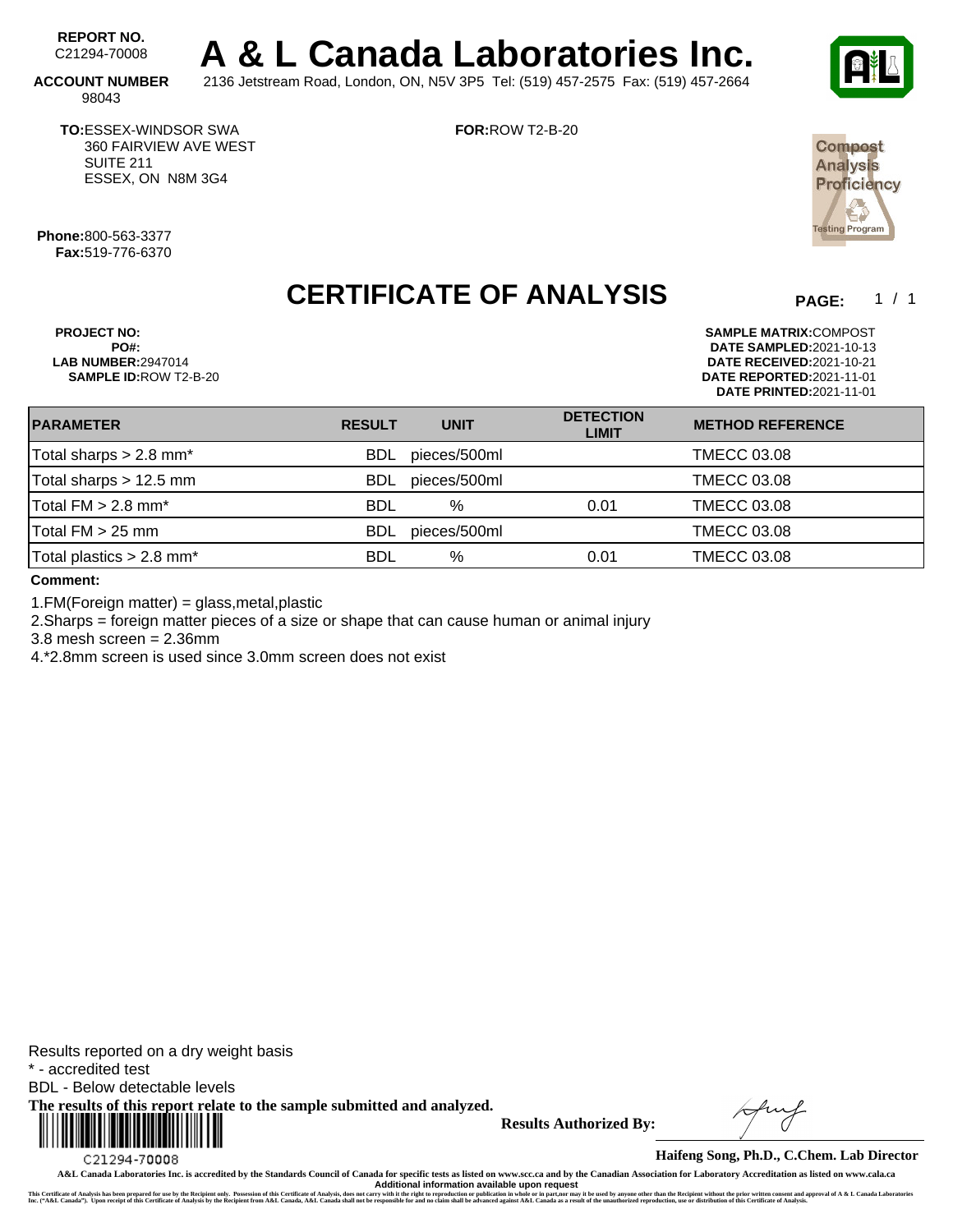**REPORT NO.** C21294-70008

**ACCOUNT NUMBER** 98043

# A & L Canada Laboratories Inc.

2136 Jetstream Road, London, ON, N5V 3P5 Tel: (519) 457-2575 Fax: (519) 457-2664

**TO:** ESSEX-WINDSOR SWA
360 FAIRVIEW AVE WEST
SUITE 211
ESSEX, ON N8M 3G4

**FOR:** ROW T2-B-20

Compost Analysis Proficiency Testing Program

**Phone:** 800-563-3377
**Fax:** 519-776-6370

## CERTIFICATE OF ANALYSIS

**PAGE:** 1 / 1

**PROJECT NO:**
**PO#:**
**LAB NUMBER:** 2947014
**SAMPLE ID:** ROW T2-B-20

**SAMPLE MATRIX:** COMPOST
**DATE SAMPLED:** 2021-10-13
**DATE RECEIVED:** 2021-10-21
**DATE REPORTED:** 2021-11-01
**DATE PRINTED:** 2021-11-01

| PARAMETER | RESULT | UNIT | DETECTION LIMIT | METHOD REFERENCE |
|---|---|---|---|---|
| Total sharps > 2.8 mm* | BDL | pieces/500ml | | TMECC 03.08 |
| Total sharps > 12.5 mm | BDL | pieces/500ml | | TMECC 03.08 |
| Total FM > 2.8 mm* | BDL | % | 0.01 | TMECC 03.08 |
| Total FM > 25 mm | BDL | pieces/500ml | | TMECC 03.08 |
| Total plastics > 2.8 mm* | BDL | % | 0.01 | TMECC 03.08 |

**Comment:**

1.FM(Foreign matter) = glass,metal,plastic
2.Sharps = foreign matter pieces of a size or shape that can cause human or animal injury
3.8 mesh screen = 2.36mm
4.*2.8mm screen is used since 3.0mm screen does not exist

Results reported on a dry weight basis
* - accredited test
BDL - Below detectable levels
**The results of this report relate to the sample submitted and analyzed.**

C21294-70008

**Results Authorized By:**

**Haifeng Song, Ph.D., C.Chem. Lab Director**

**A&L Canada Laboratories Inc. is accredited by the Standards Council of Canada for specific tests as listed on www.scc.ca and by the Canadian Association for Laboratory Accreditation as listed on www.cala.ca**
**Additional information available upon request**

This Certificate of Analysis has been prepared for use by the Recipient only. Possession of this Certificate of Analysis, does not carry with it the right to reproduction or publication in whole or in part,nor may it be used by anyone other than the Recipient without the prior written consent and approval of A & L Canada Laboratories Inc. ("A&L Canada"). Upon receipt of this Certificate of Analysis by the Recipient from A&L Canada, A&L Canada shall not be responsible for and no claim shall be advanced against A&L Canada as a result of the unauthorized reproduction, use or distribution of this Certificate of Analysis.